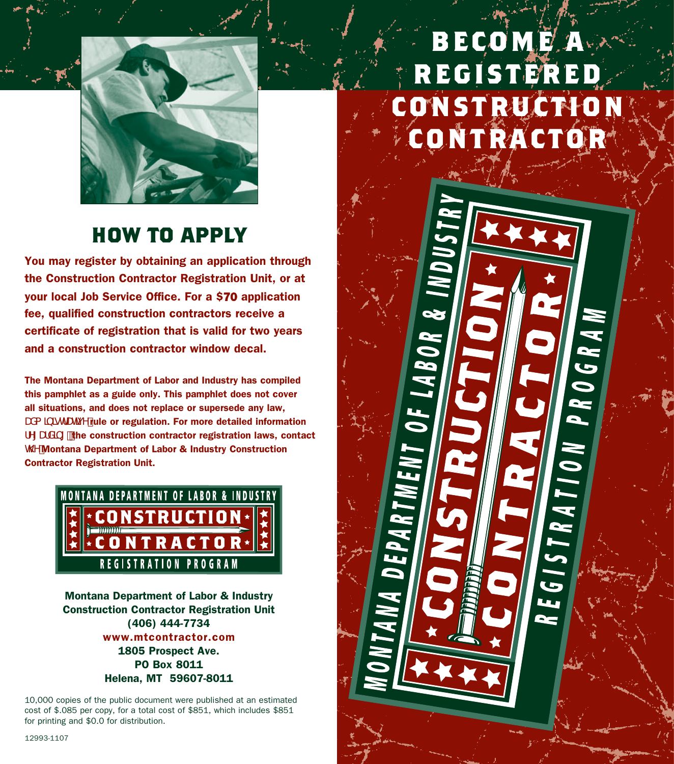# BECOME A REGISTERED CONSTRUCTION CONTRACTOR

MONTANA DEPARTMENT OF LABOR & INDUSTRY

CONSTRUCTION CONTRACTOR

REGISTRATION PROGRAM

## HOW TO APPLY

**You may register by obtaining an application through the Construction Contractor Registration Unit, or at your local Job Service Office. For a $70 application fee, qualified construction contractors receive a certificate of registration that is valid for two years and a construction contractor window decal.**

**The Montana Department of Labor and Industry has compiled this pamphlet as a guide only. This pamphlet does not cover all situations, and does not replace or supersede any law, administrative rule or regulation. For more detailed information regarding the construction contractor registration laws, contact the Montana Department of Labor & Industry Construction Contractor Registration Unit.**

MONTANA DEPARTMENT OF LABOR & INDUSTRY

CONSTRUCTION CONTRACTOR

REGISTRATION PROGRAM

**Montana Department of Labor & Industry**
**Construction Contractor Registration Unit**
**(406) 444-7734**
**www.mtcontractor.com**
**1805 Prospect Ave.**
**PO Box 8011**
**Helena, MT 59607-8011**

10,000 copies of the public document were published at an estimated cost of $.085 per copy, for a total cost of $851, which includes $851 for printing and $0.0 for distribution.

12993-1107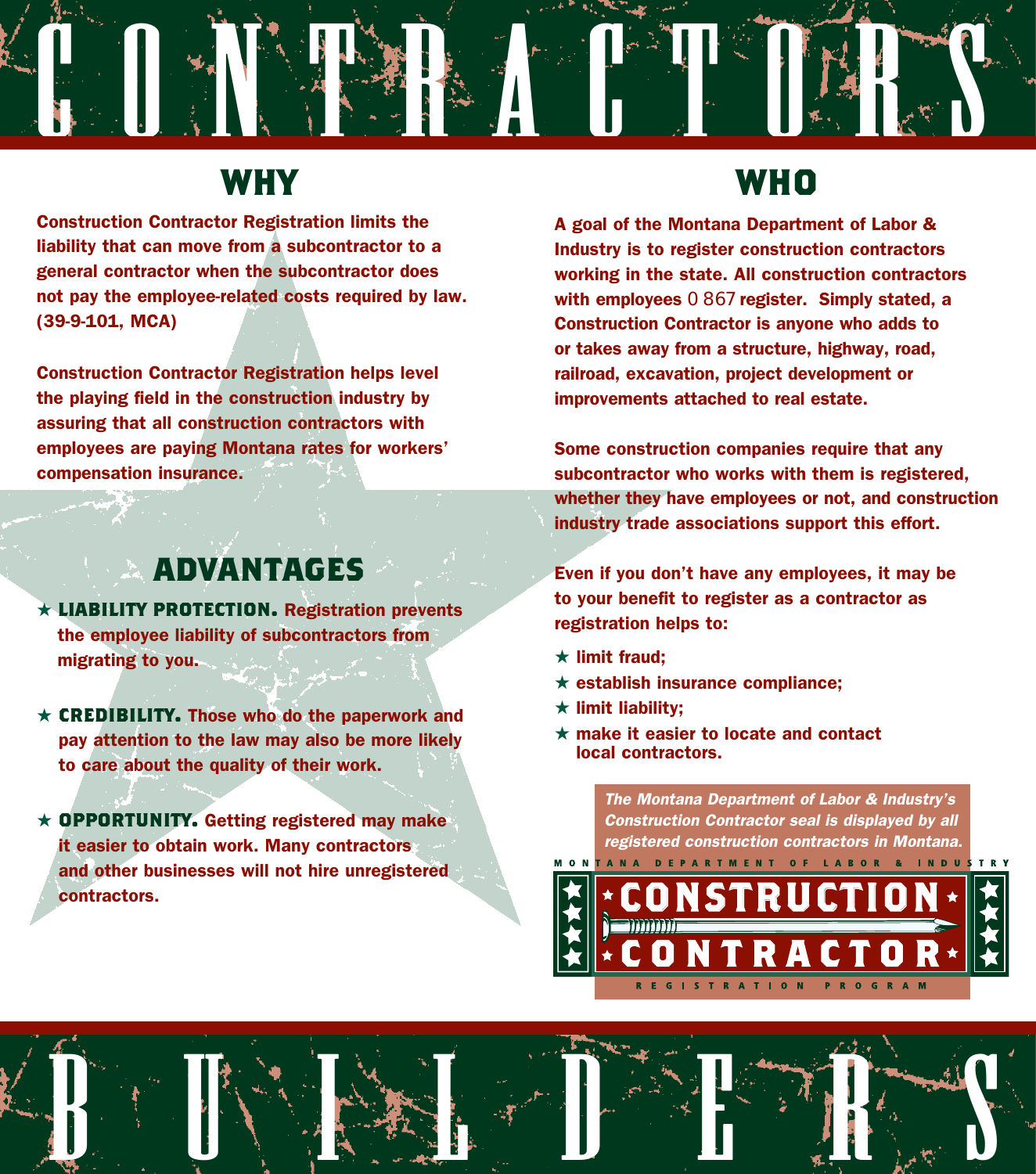# CONTRACTORS

## WHY

Construction Contractor Registration limits the liability that can move from a subcontractor to a general contractor when the subcontractor does not pay the employee-related costs required by law. (39-9-101, MCA)

Construction Contractor Registration helps level the playing field in the construction industry by assuring that all construction contractors with employees are paying Montana rates for workers' compensation insurance.

## ADVANTAGES

- **LIABILITY PROTECTION.** Registration prevents the employee liability of subcontractors from migrating to you.
- **CREDIBILITY.** Those who do the paperwork and pay attention to the law may also be more likely to care about the quality of their work.
- **OPPORTUNITY.** Getting registered may make it easier to obtain work. Many contractors and other businesses will not hire unregistered contractors.

## WHO

A goal of the Montana Department of Labor & Industry is to register construction contractors working in the state. All construction contractors with employees 0 867 register. Simply stated, a Construction Contractor is anyone who adds to or takes away from a structure, highway, road, railroad, excavation, project development or improvements attached to real estate.

Some construction companies require that any subcontractor who works with them is registered, whether they have employees or not, and construction industry trade associations support this effort.

Even if you don't have any employees, it may be to your benefit to register as a contractor as registration helps to:

- limit fraud;
- establish insurance compliance;
- limit liability;
- make it easier to locate and contact local contractors.

*The Montana Department of Labor & Industry's Construction Contractor seal is displayed by all registered construction contractors in Montana.*

MONTANA DEPARTMENT OF LABOR & INDUSTRY

CONSTRUCTION CONTRACTOR

REGISTRATION PROGRAM

# BUILDERS